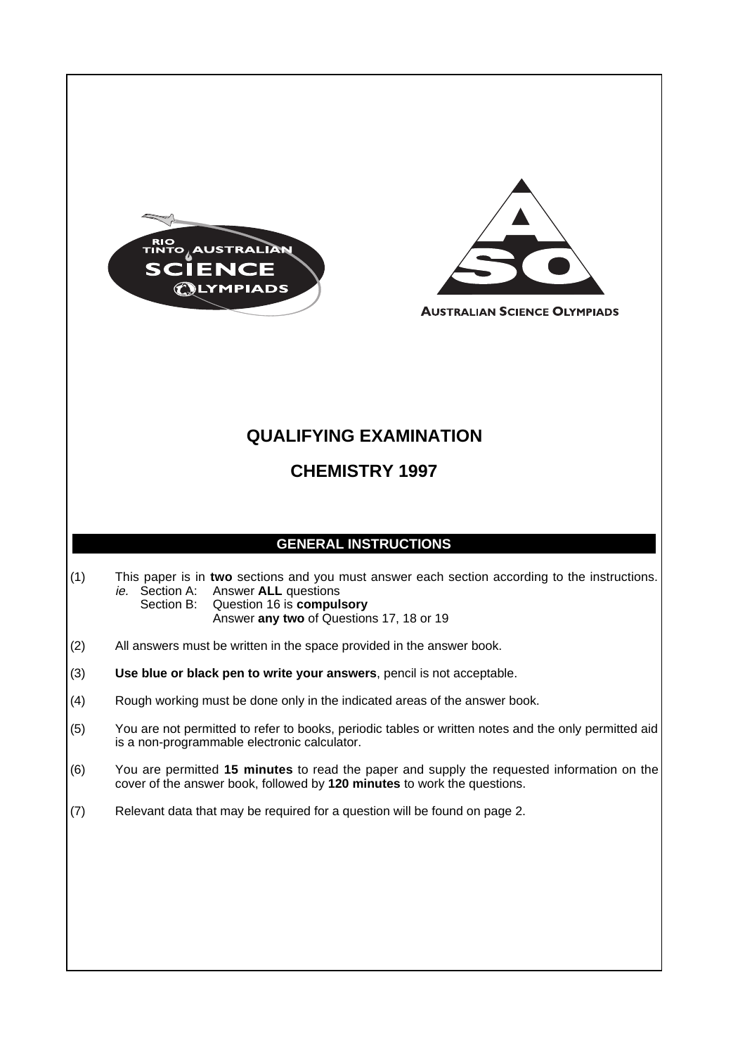RIO TINTO AUSTRALIAN SCIENCE OLYMPIADS

AUSTRALIAN SCIENCE OLYMPIADS

# QUALIFYING EXAMINATION

# CHEMISTRY 1997

## GENERAL INSTRUCTIONS

(1) This paper is in **two** sections and you must answer each section according to the instructions.
*ie.* Section A: Answer **ALL** questions
Section B: Question 16 is **compulsory**
Answer **any two** of Questions 17, 18 or 19

(2) All answers must be written in the space provided in the answer book.

(3) **Use blue or black pen to write your answers**, pencil is not acceptable.

(4) Rough working must be done only in the indicated areas of the answer book.

(5) You are not permitted to refer to books, periodic tables or written notes and the only permitted aid is a non-programmable electronic calculator.

(6) You are permitted **15 minutes** to read the paper and supply the requested information on the cover of the answer book, followed by **120 minutes** to work the questions.

(7) Relevant data that may be required for a question will be found on page 2.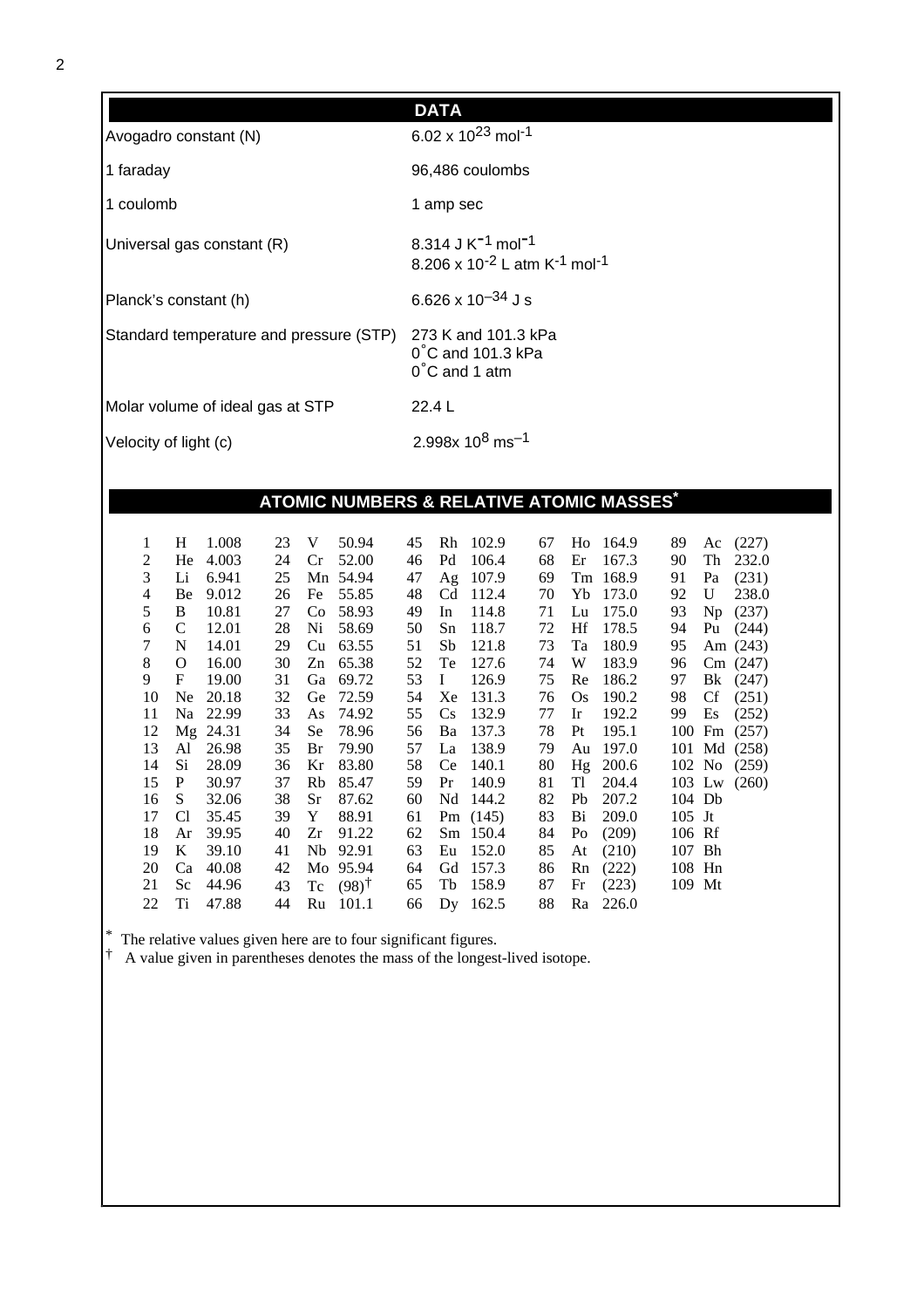## DATA

| | |
|---|---|
| Avogadro constant (N) | $6.02 \times 10^{23}$ mol$^{-1}$ |
| 1 faraday | 96,486 coulombs |
| 1 coulomb | 1 amp sec |
| Universal gas constant (R) | 8.314 J K$^{-1}$ mol$^{-1}$<br>$8.206 \times 10^{-2}$ L atm K$^{-1}$ mol$^{-1}$ |
| Planck's constant (h) | $6.626 \times 10^{-34}$ J s |
| Standard temperature and pressure (STP) | 273 K and 101.3 kPa<br>0˚C and 101.3 kPa<br>0˚C and 1 atm |
| Molar volume of ideal gas at STP | 22.4 L |
| Velocity of light (c) | $2.998 \times 10^{8}$ ms$^{-1}$ |

## ATOMIC NUMBERS & RELATIVE ATOMIC MASSES*

| | | | | | | | | | | | | | | |
|---|---|---|---|---|---|---|---|---|---|---|---|---|---|---|
| 1 | H | 1.008 | 23 | V | 50.94 | 45 | Rh | 102.9 | 67 | Ho | 164.9 | 89 | Ac | (227) |
| 2 | He | 4.003 | 24 | Cr | 52.00 | 46 | Pd | 106.4 | 68 | Er | 167.3 | 90 | Th | 232.0 |
| 3 | Li | 6.941 | 25 | Mn | 54.94 | 47 | Ag | 107.9 | 69 | Tm | 168.9 | 91 | Pa | (231) |
| 4 | Be | 9.012 | 26 | Fe | 55.85 | 48 | Cd | 112.4 | 70 | Yb | 173.0 | 92 | U | 238.0 |
| 5 | B | 10.81 | 27 | Co | 58.93 | 49 | In | 114.8 | 71 | Lu | 175.0 | 93 | Np | (237) |
| 6 | C | 12.01 | 28 | Ni | 58.69 | 50 | Sn | 118.7 | 72 | Hf | 178.5 | 94 | Pu | (244) |
| 7 | N | 14.01 | 29 | Cu | 63.55 | 51 | Sb | 121.8 | 73 | Ta | 180.9 | 95 | Am | (243) |
| 8 | O | 16.00 | 30 | Zn | 65.38 | 52 | Te | 127.6 | 74 | W | 183.9 | 96 | Cm | (247) |
| 9 | F | 19.00 | 31 | Ga | 69.72 | 53 | I | 126.9 | 75 | Re | 186.2 | 97 | Bk | (247) |
| 10 | Ne | 20.18 | 32 | Ge | 72.59 | 54 | Xe | 131.3 | 76 | Os | 190.2 | 98 | Cf | (251) |
| 11 | Na | 22.99 | 33 | As | 74.92 | 55 | Cs | 132.9 | 77 | Ir | 192.2 | 99 | Es | (252) |
| 12 | Mg | 24.31 | 34 | Se | 78.96 | 56 | Ba | 137.3 | 78 | Pt | 195.1 | 100 | Fm | (257) |
| 13 | Al | 26.98 | 35 | Br | 79.90 | 57 | La | 138.9 | 79 | Au | 197.0 | 101 | Md | (258) |
| 14 | Si | 28.09 | 36 | Kr | 83.80 | 58 | Ce | 140.1 | 80 | Hg | 200.6 | 102 | No | (259) |
| 15 | P | 30.97 | 37 | Rb | 85.47 | 59 | Pr | 140.9 | 81 | Tl | 204.4 | 103 | Lw | (260) |
| 16 | S | 32.06 | 38 | Sr | 87.62 | 60 | Nd | 144.2 | 82 | Pb | 207.2 | 104 | Db | |
| 17 | Cl | 35.45 | 39 | Y | 88.91 | 61 | Pm | (145) | 83 | Bi | 209.0 | 105 | Jt | |
| 18 | Ar | 39.95 | 40 | Zr | 91.22 | 62 | Sm | 150.4 | 84 | Po | (209) | 106 | Rf | |
| 19 | K | 39.10 | 41 | Nb | 92.91 | 63 | Eu | 152.0 | 85 | At | (210) | 107 | Bh | |
| 20 | Ca | 40.08 | 42 | Mo | 95.94 | 64 | Gd | 157.3 | 86 | Rn | (222) | 108 | Hn | |
| 21 | Sc | 44.96 | 43 | Tc | (98)† | 65 | Tb | 158.9 | 87 | Fr | (223) | 109 | Mt | |
| 22 | Ti | 47.88 | 44 | Ru | 101.1 | 66 | Dy | 162.5 | 88 | Ra | 226.0 | | | |

* The relative values given here are to four significant figures.

† A value given in parentheses denotes the mass of the longest-lived isotope.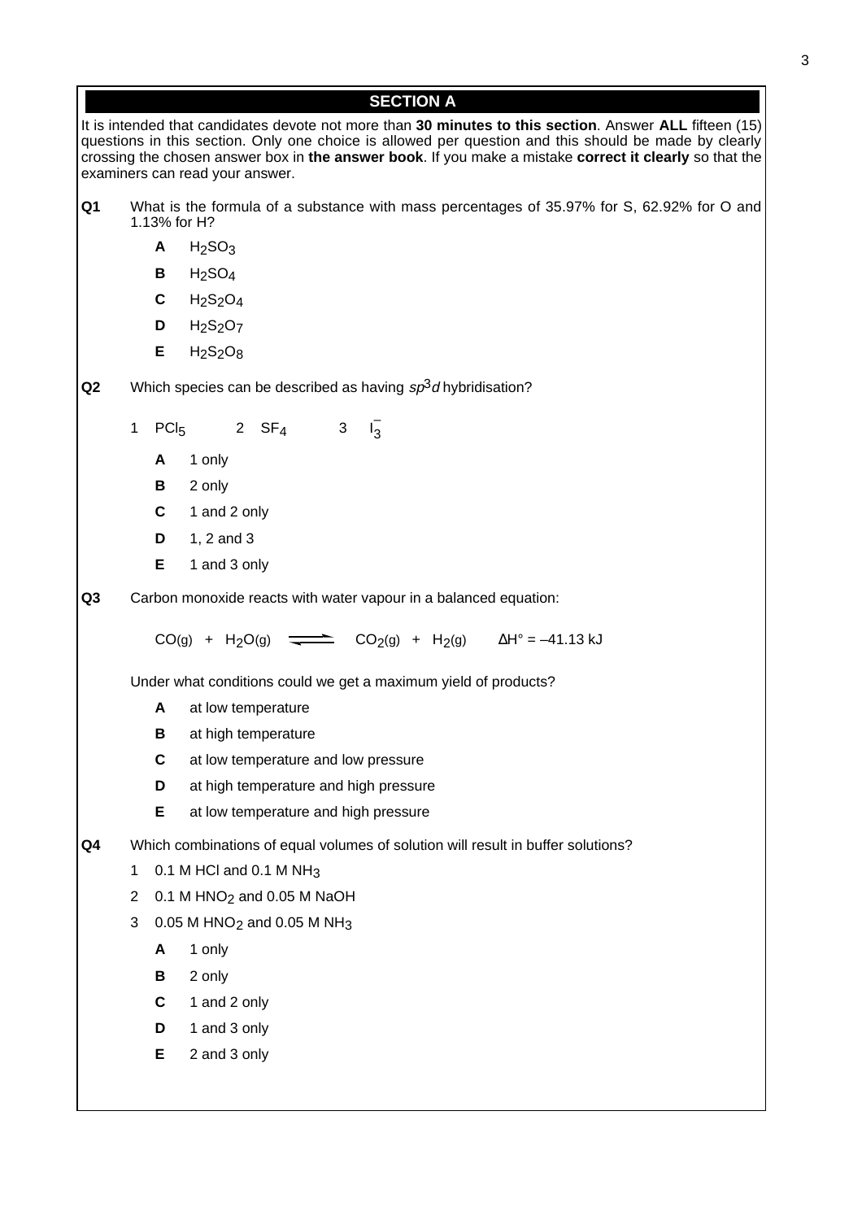## SECTION A

It is intended that candidates devote not more than **30 minutes to this section**. Answer **ALL** fifteen (15) questions in this section. Only one choice is allowed per question and this should be made by clearly crossing the chosen answer box in **the answer book**. If you make a mistake **correct it clearly** so that the examiners can read your answer.

**Q1** What is the formula of a substance with mass percentages of 35.97% for S, 62.92% for O and 1.13% for H?

- **A** $H_2SO_3$
- **B** $H_2SO_4$
- **C** $H_2S_2O_4$
- **D** $H_2S_2O_7$
- **E** $H_2S_2O_8$

**Q2** Which species can be described as having $sp^3d$ hybridisation?

1 $PCl_5$ 2 $SF_4$ 3 $I_3^-$

- **A** 1 only
- **B** 2 only
- **C** 1 and 2 only
- **D** 1, 2 and 3
- **E** 1 and 3 only

**Q3** Carbon monoxide reacts with water vapour in a balanced equation:

$$CO(g) + H_2O(g) \rightleftharpoons CO_2(g) + H_2(g) \qquad \Delta H° = -41.13 \text{ kJ}$$

Under what conditions could we get a maximum yield of products?

- **A** at low temperature
- **B** at high temperature
- **C** at low temperature and low pressure
- **D** at high temperature and high pressure
- **E** at low temperature and high pressure

**Q4** Which combinations of equal volumes of solution will result in buffer solutions?

1 0.1 M HCl and 0.1 M $NH_3$

2 0.1 M $HNO_2$ and 0.05 M NaOH

3 0.05 M $HNO_2$ and 0.05 M $NH_3$

- **A** 1 only
- **B** 2 only
- **C** 1 and 2 only
- **D** 1 and 3 only
- **E** 2 and 3 only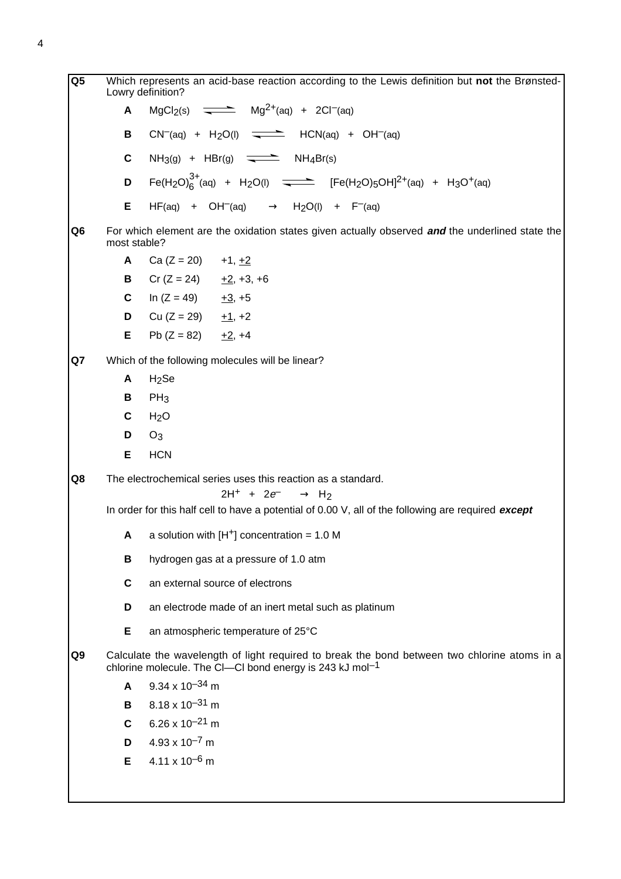**Q5** Which represents an acid-base reaction according to the Lewis definition but **not** the Brønsted-Lowry definition?

- **A** $MgCl_2(s) \rightleftharpoons Mg^{2+}(aq) + 2Cl^{-}(aq)$
- **B** $CN^{-}(aq) + H_2O(l) \rightleftharpoons HCN(aq) + OH^{-}(aq)$
- **C** $NH_3(g) + HBr(g) \rightleftharpoons NH_4Br(s)$
- **D** $Fe(H_2O)_6^{3+}(aq) + H_2O(l) \rightleftharpoons [Fe(H_2O)_5OH]^{2+}(aq) + H_3O^{+}(aq)$
- **E** $HF(aq) + OH^{-}(aq) \rightarrow H_2O(l) + F^{-}(aq)$

**Q6** For which element are the oxidation states given actually observed ***and*** the underlined state the most stable?

- **A** Ca (Z = 20) +1, <u>+2</u>
- **B** Cr (Z = 24) <u>+2</u>, +3, +6
- **C** In (Z = 49) <u>+3</u>, +5
- **D** Cu (Z = 29) <u>+1</u>, +2
- **E** Pb (Z = 82) <u>+2</u>, +4

**Q7** Which of the following molecules will be linear?

- **A** $H_2Se$
- **B** $PH_3$
- **C** $H_2O$
- **D** $O_3$
- **E** HCN

**Q8** The electrochemical series uses this reaction as a standard.

$$2H^{+} + 2e^{-} \rightarrow H_2$$

In order for this half cell to have a potential of 0.00 V, all of the following are required ***except***

- **A** a solution with $[H^{+}]$ concentration = 1.0 M
- **B** hydrogen gas at a pressure of 1.0 atm
- **C** an external source of electrons
- **D** an electrode made of an inert metal such as platinum
- **E** an atmospheric temperature of 25°C

**Q9** Calculate the wavelength of light required to break the bond between two chlorine atoms in a chlorine molecule. The Cl—Cl bond energy is 243 kJ $mol^{-1}$

- **A** $9.34 \times 10^{-34}$ m
- **B** $8.18 \times 10^{-31}$ m
- **C** $6.26 \times 10^{-21}$ m
- **D** $4.93 \times 10^{-7}$ m
- **E** $4.11 \times 10^{-6}$ m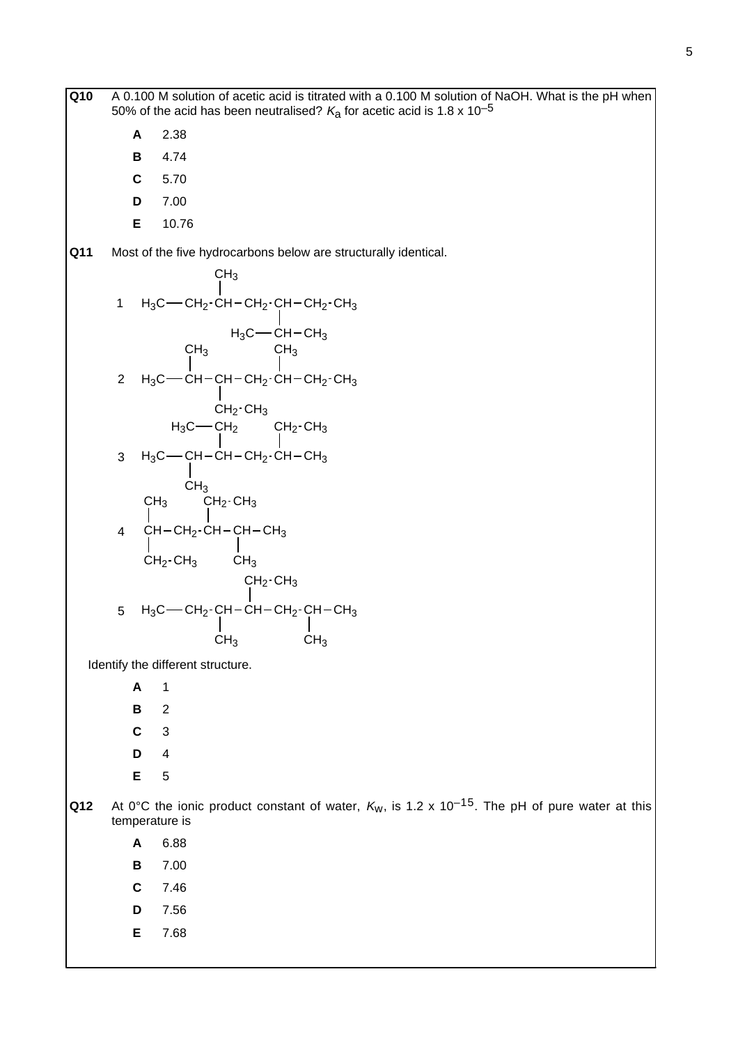**Q10** A 0.100 M solution of acetic acid is titrated with a 0.100 M solution of NaOH. What is the pH when 50% of the acid has been neutralised? $K_a$ for acetic acid is 1.8 x $10^{-5}$

- **A** 2.38
- **B** 4.74
- **C** 5.70
- **D** 7.00
- **E** 10.76

**Q11** Most of the five hydrocarbons below are structurally identical.

```
                        CH3
                        |
1   H3C—CH2-CH-CH2-CH-CH2-CH3
                        |
                   H3C—CH-CH3

          CH3          CH3
          |            |
2   H3C—CH-CH-CH2-CH-CH2-CH3
               |
               CH2-CH3

       H3C—CH2       CH2-CH3
           |         |
3   H3C—CH-CH-CH2-CH-CH3
          |
          CH3

    CH3       CH2-CH3
    |         |
4   CH-CH2-CH-CH-CH3
    |            |
    CH2-CH3      CH3

                  CH2-CH3
                  |
5   H3C—CH2-CH-CH-CH2-CH-CH3
             |          |
             CH3        CH3
```

Identify the different structure.

- **A** 1
- **B** 2
- **C** 3
- **D** 4
- **E** 5

**Q12** At 0°C the ionic product constant of water, $K_w$, is 1.2 x $10^{-15}$. The pH of pure water at this temperature is

- **A** 6.88
- **B** 7.00
- **C** 7.46
- **D** 7.56
- **E** 7.68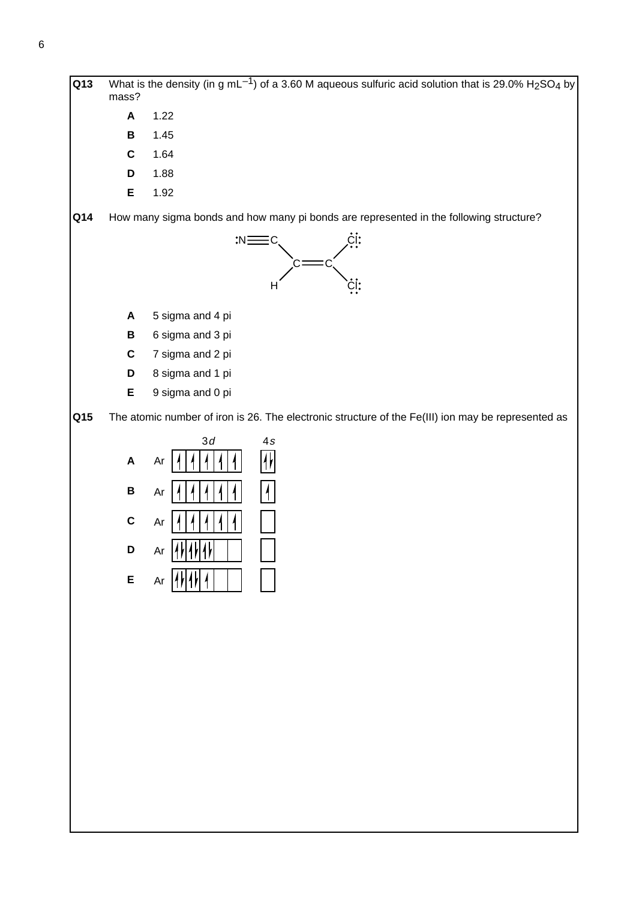**Q13** What is the density (in g mL$^{-1}$) of a 3.60 M aqueous sulfuric acid solution that is 29.0% $H_2SO_4$ by mass?

- **A** 1.22
- **B** 1.45
- **C** 1.64
- **D** 1.88
- **E** 1.92

**Q14** How many sigma bonds and how many pi bonds are represented in the following structure?

:N≡C–C(H)=C(Cl:)(Cl:)

- **A** 5 sigma and 4 pi
- **B** 6 sigma and 3 pi
- **C** 7 sigma and 2 pi
- **D** 8 sigma and 1 pi
- **E** 9 sigma and 0 pi

**Q15** The atomic number of iron is 26. The electronic structure of the Fe(III) ion may be represented as

| | | 3*d* | 4*s* |
|---|---|---|---|
| **A** | Ar | [↑][↑][↑][↑][↑] | [↑↓] |
| **B** | Ar | [↑][↑][↑][↑][↑] | [↑] |
| **C** | Ar | [↑][↑][↑][↑][↑] | [ ] |
| **D** | Ar | [↑↓][↑↓][↑↓][ ][ ] | [ ] |
| **E** | Ar | [↑↓][↑↓][↑][ ][ ] | [ ] |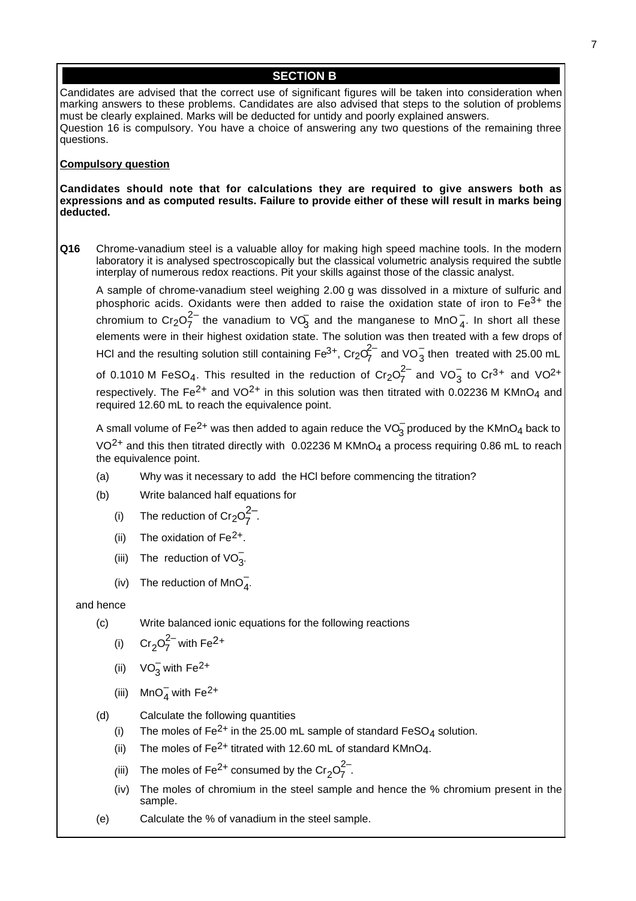## SECTION B

Candidates are advised that the correct use of significant figures will be taken into consideration when marking answers to these problems. Candidates are also advised that steps to the solution of problems must be clearly explained. Marks will be deducted for untidy and poorly explained answers.
Question 16 is compulsory. You have a choice of answering any two questions of the remaining three questions.

**Compulsory question**

**Candidates should note that for calculations they are required to give answers both as expressions and as computed results. Failure to provide either of these will result in marks being deducted.**

**Q16** Chrome-vanadium steel is a valuable alloy for making high speed machine tools. In the modern laboratory it is analysed spectroscopically but the classical volumetric analysis required the subtle interplay of numerous redox reactions. Pit your skills against those of the classic analyst.

A sample of chrome-vanadium steel weighing 2.00 g was dissolved in a mixture of sulfuric and phosphoric acids. Oxidants were then added to raise the oxidation state of iron to $Fe^{3+}$ the chromium to $Cr_2O_7^{2-}$ the vanadium to $VO_3^-$ and the manganese to $MnO_4^-$. In short all these elements were in their highest oxidation state. The solution was then treated with a few drops of HCl and the resulting solution still containing $Fe^{3+}$, $Cr_2O_7^{2-}$ and $VO_3^-$ then treated with 25.00 mL of 0.1010 M $FeSO_4$. This resulted in the reduction of $Cr_2O_7^{2-}$ and $VO_3^-$ to $Cr^{3+}$ and $VO^{2+}$ respectively. The $Fe^{2+}$ and $VO^{2+}$ in this solution was then titrated with 0.02236 M $KMnO_4$ and required 12.60 mL to reach the equivalence point.

A small volume of $Fe^{2+}$ was then added to again reduce the $VO_3^-$ produced by the $KMnO_4$ back to $VO^{2+}$ and this then titrated directly with 0.02236 M $KMnO_4$ a process requiring 0.86 mL to reach the equivalence point.

(a) Why was it necessary to add the HCl before commencing the titration?

(b) Write balanced half equations for

(i) The reduction of $Cr_2O_7^{2-}$.

(ii) The oxidation of $Fe^{2+}$.

(iii) The reduction of $VO_3^-$.

(iv) The reduction of $MnO_4^-$.

and hence

(c) Write balanced ionic equations for the following reactions

(i) $Cr_2O_7^{2-}$ with $Fe^{2+}$

(ii) $VO_3^-$ with $Fe^{2+}$

(iii) $MnO_4^-$ with $Fe^{2+}$

(d) Calculate the following quantities

(i) The moles of $Fe^{2+}$ in the 25.00 mL sample of standard $FeSO_4$ solution.

(ii) The moles of $Fe^{2+}$ titrated with 12.60 mL of standard $KMnO_4$.

(iii) The moles of $Fe^{2+}$ consumed by the $Cr_2O_7^{2-}$.

(iv) The moles of chromium in the steel sample and hence the % chromium present in the sample.

(e) Calculate the % of vanadium in the steel sample.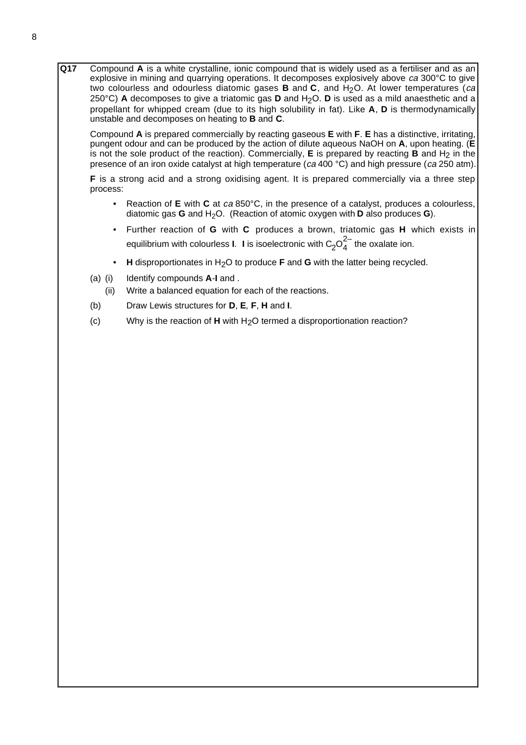**Q17** Compound **A** is a white crystalline, ionic compound that is widely used as a fertiliser and as an explosive in mining and quarrying operations. It decomposes explosively above *ca* 300°C to give two colourless and odourless diatomic gases **B** and **C**, and $H_2O$. At lower temperatures (*ca* 250°C) **A** decomposes to give a triatomic gas **D** and $H_2O$. **D** is used as a mild anaesthetic and a propellant for whipped cream (due to its high solubility in fat). Like **A**, **D** is thermodynamically unstable and decomposes on heating to **B** and **C**.

Compound **A** is prepared commercially by reacting gaseous **E** with **F**. **E** has a distinctive, irritating, pungent odour and can be produced by the action of dilute aqueous NaOH on **A**, upon heating. (**E** is not the sole product of the reaction). Commercially, **E** is prepared by reacting **B** and $H_2$ in the presence of an iron oxide catalyst at high temperature (*ca* 400 °C) and high pressure (*ca* 250 atm).

**F** is a strong acid and a strong oxidising agent. It is prepared commercially via a three step process:

- Reaction of **E** with **C** at *ca* 850°C, in the presence of a catalyst, produces a colourless, diatomic gas **G** and $H_2O$. (Reaction of atomic oxygen with **D** also produces **G**).
- Further reaction of **G** with **C** produces a brown, triatomic gas **H** which exists in equilibrium with colourless **I**. **I** is isoelectronic with $C_2O_4^{2-}$ the oxalate ion.
- **H** disproportionates in $H_2O$ to produce **F** and **G** with the latter being recycled.

(a) (i) Identify compounds **A**-**I** and .

(ii) Write a balanced equation for each of the reactions.

(b) Draw Lewis structures for **D**, **E**, **F**, **H** and **I**.

(c) Why is the reaction of **H** with $H_2O$ termed a disproportionation reaction?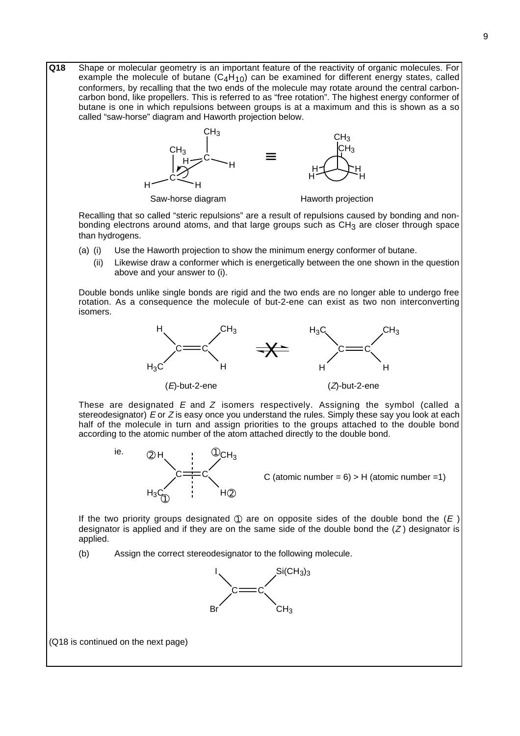**Q18** Shape or molecular geometry is an important feature of the reactivity of organic molecules. For example the molecule of butane ($C_4H_{10}$) can be examined for different energy states, called conformers, by recalling that the two ends of the molecule may rotate around the central carbon-carbon bond, like propellers. This is referred to as "free rotation". The highest energy conformer of butane is one in which repulsions between groups is at a maximum and this is shown as a so called "saw-horse" diagram and Haworth projection below.

Saw-horse diagram ≡ Haworth projection

Recalling that so called "steric repulsions" are a result of repulsions caused by bonding and non-bonding electrons around atoms, and that large groups such as $CH_3$ are closer through space than hydrogens.

(a) (i) Use the Haworth projection to show the minimum energy conformer of butane.

(ii) Likewise draw a conformer which is energetically between the one shown in the question above and your answer to (i).

Double bonds unlike single bonds are rigid and the two ends are no longer able to undergo free rotation. As a consequence the molecule of but-2-ene can exist as two non interconverting isomers.

(*E*)-but-2-ene (*Z*)-but-2-ene

These are designated *E* and *Z* isomers respectively. Assigning the symbol (called a stereodesignator) *E* or *Z* is easy once you understand the rules. Simply these say you look at each half of the molecule in turn and assign priorities to the groups attached to the double bond according to the atomic number of the atom attached directly to the double bond.

ie. C (atomic number = 6) > H (atomic number =1)

If the two priority groups designated ① are on opposite sides of the double bond the (*E* ) designator is applied and if they are on the same side of the double bond the (*Z* ) designator is applied.

(b) Assign the correct stereodesignator to the following molecule.

(Q18 is continued on the next page)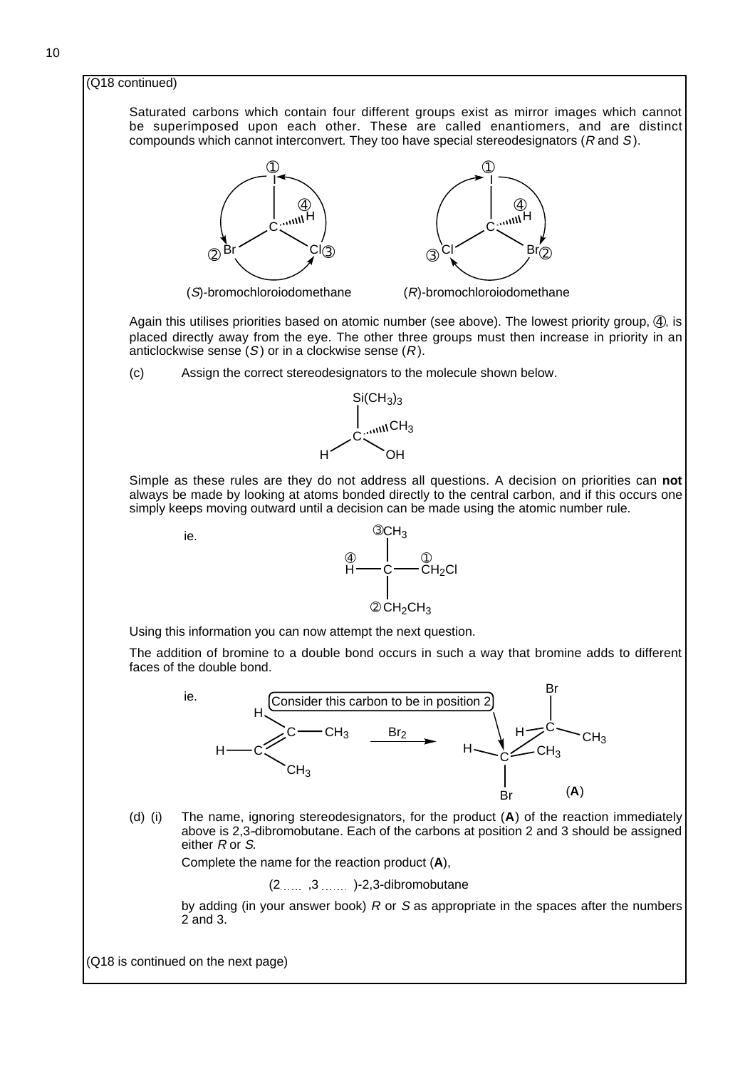(Q18 continued)

Saturated carbons which contain four different groups exist as mirror images which cannot be superimposed upon each other. These are called enantiomers, and are distinct compounds which cannot interconvert. They too have special stereodesignators (*R* and *S*).

(*S*)-bromochloroiodomethane

(*R*)-bromochloroiodomethane

Again this utilises priorities based on atomic number (see above). The lowest priority group, ④, is placed directly away from the eye. The other three groups must then increase in priority in an anticlockwise sense (*S*) or in a clockwise sense (*R*).

(c) Assign the correct stereodesignators to the molecule shown below.

Simple as these rules are they do not address all questions. A decision on priorities can **not** always be made by looking at atoms bonded directly to the central carbon, and if this occurs one simply keeps moving outward until a decision can be made using the atomic number rule.

ie.

Using this information you can now attempt the next question.

The addition of bromine to a double bond occurs in such a way that bromine adds to different faces of the double bond.

ie.

Consider this carbon to be in position 2

(**A**)

(d) (i) The name, ignoring stereodesignators, for the product (**A**) of the reaction immediately above is 2,3-dibromobutane. Each of the carbons at position 2 and 3 should be assigned either *R* or *S*.

Complete the name for the reaction product (**A**),

(2...... ,3 ....... )-2,3-dibromobutane

by adding (in your answer book) *R* or *S* as appropriate in the spaces after the numbers 2 and 3.

(Q18 is continued on the next page)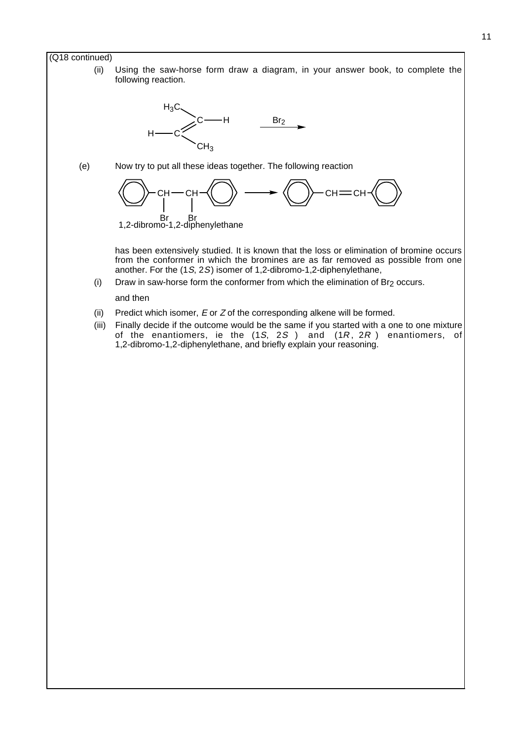(Q18 continued)

(ii) Using the saw-horse form draw a diagram, in your answer book, to complete the following reaction.

$H_3C$ — C(—H) = C(H—) — $CH_3$ $\xrightarrow{Br_2}$

(e) Now try to put all these ideas together. The following reaction

1,2-dibromo-1,2-diphenylethane (Ph–CH(Br)–CH(Br)–Ph) ⟶ Ph–CH=CH–Ph

has been extensively studied. It is known that the loss or elimination of bromine occurs from the conformer in which the bromines are as far removed as possible from one another. For the (1*S*, 2*S*) isomer of 1,2-dibromo-1,2-diphenylethane,

(i) Draw in saw-horse form the conformer from which the elimination of $Br_2$ occurs.

and then

(ii) Predict which isomer, *E* or *Z* of the corresponding alkene will be formed.

(iii) Finally decide if the outcome would be the same if you started with a one to one mixture of the enantiomers, ie the (1*S*, 2*S* ) and (1*R*, 2*R* ) enantiomers, of 1,2-dibromo-1,2-diphenylethane, and briefly explain your reasoning.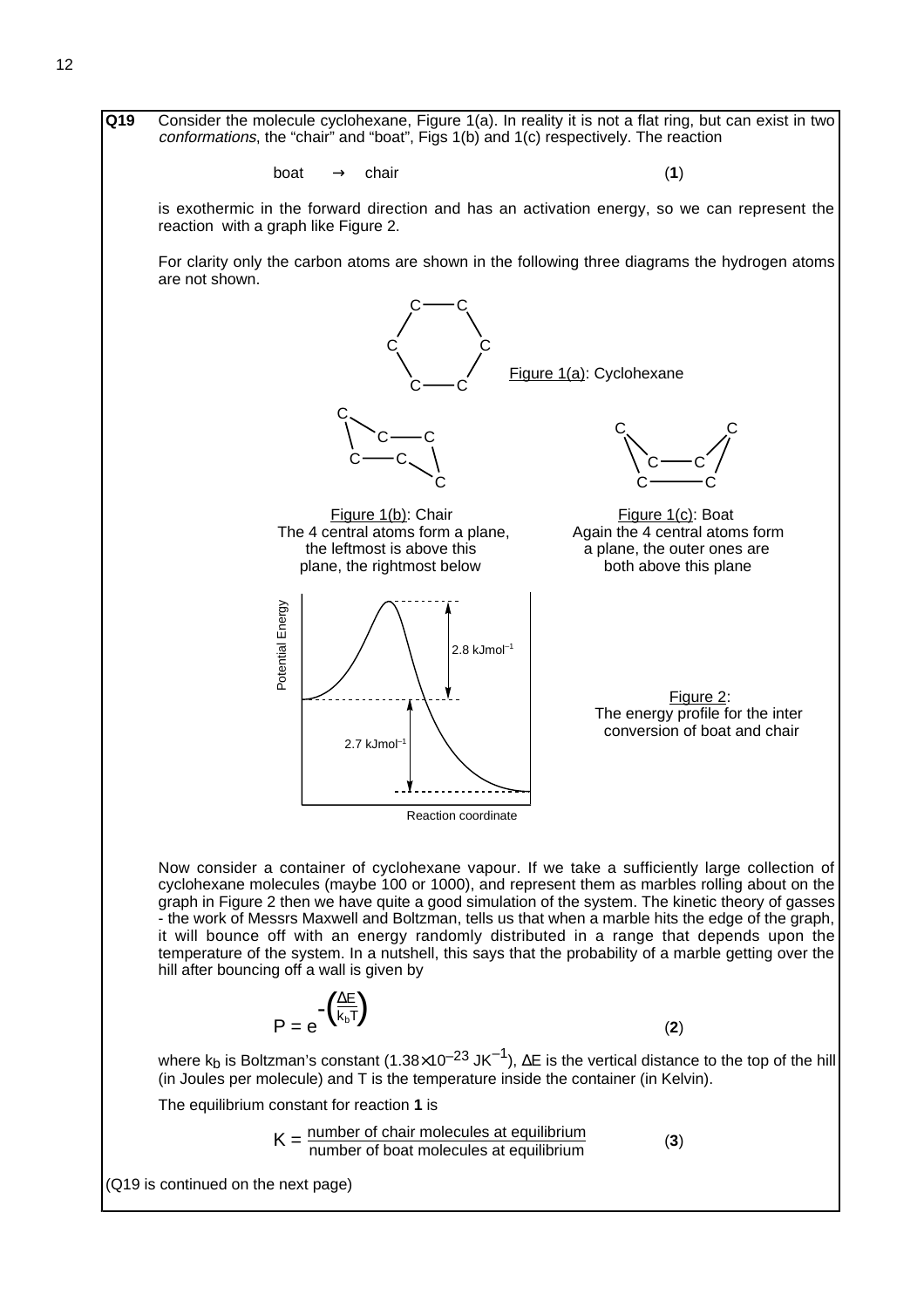**Q19** Consider the molecule cyclohexane, Figure 1(a). In reality it is not a flat ring, but can exist in two *conformations*, the "chair" and "boat", Figs 1(b) and 1(c) respectively. The reaction

$$\text{boat} \rightarrow \text{chair} \qquad (\mathbf{1})$$

is exothermic in the forward direction and has an activation energy, so we can represent the reaction with a graph like Figure 2.

For clarity only the carbon atoms are shown in the following three diagrams the hydrogen atoms are not shown.

Figure 1(a): Cyclohexane

Figure 1(b): Chair
The 4 central atoms form a plane, the leftmost is above this plane, the rightmost below

Figure 1(c): Boat
Again the 4 central atoms form a plane, the outer ones are both above this plane

Potential Energy

2.8 kJmol$^{-1}$

2.7 kJmol$^{-1}$

Reaction coordinate

Figure 2:
The energy profile for the inter conversion of boat and chair

Now consider a container of cyclohexane vapour. If we take a sufficiently large collection of cyclohexane molecules (maybe 100 or 1000), and represent them as marbles rolling about on the graph in Figure 2 then we have quite a good simulation of the system. The kinetic theory of gasses - the work of Messrs Maxwell and Boltzman, tells us that when a marble hits the edge of the graph, it will bounce off with an energy randomly distributed in a range that depends upon the temperature of the system. In a nutshell, this says that the probability of a marble getting over the hill after bouncing off a wall is given by

$$P = e^{-\left(\frac{\Delta E}{k_b T}\right)} \qquad (\mathbf{2})$$

where $k_b$ is Boltzman's constant ($1.38\times10^{-23}$ JK$^{-1}$), $\Delta E$ is the vertical distance to the top of the hill (in Joules per molecule) and T is the temperature inside the container (in Kelvin).

The equilibrium constant for reaction **1** is

$$K = \frac{\text{number of chair molecules at equilibrium}}{\text{number of boat molecules at equilibrium}} \qquad (\mathbf{3})$$

(Q19 is continued on the next page)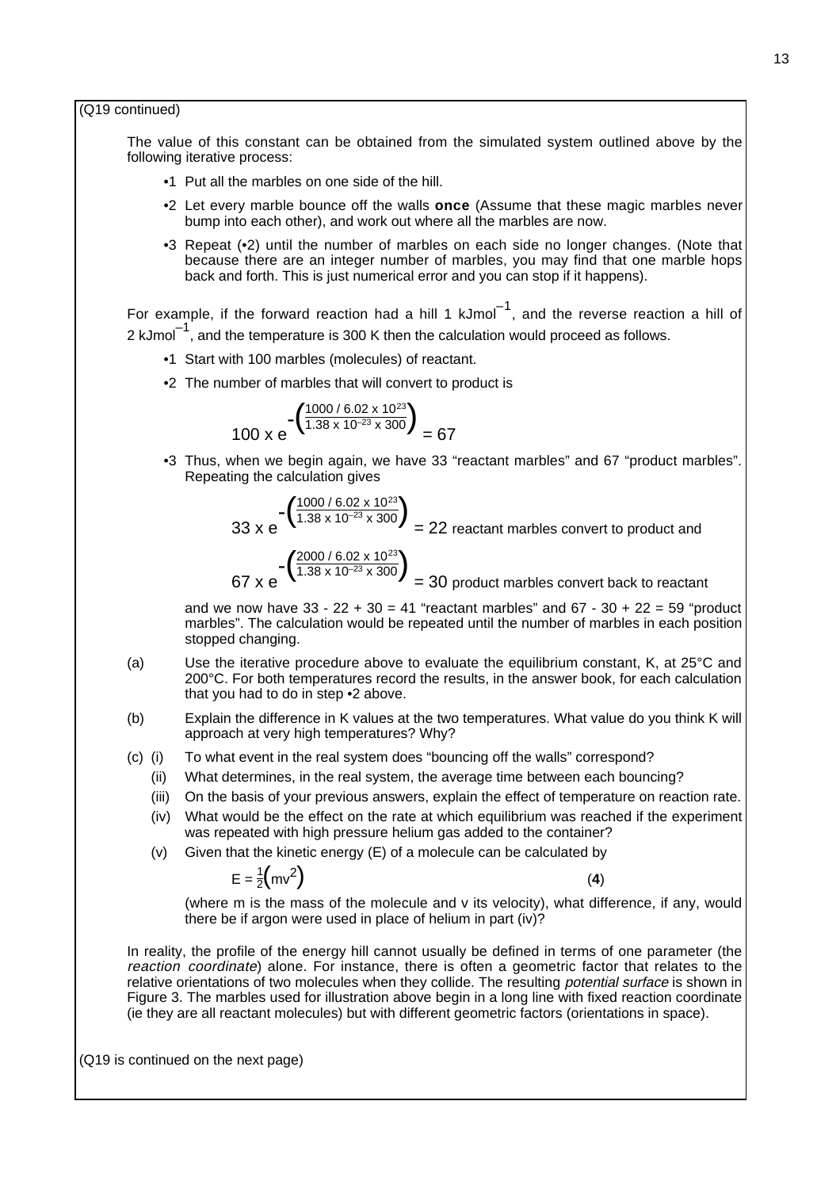(Q19 continued)

The value of this constant can be obtained from the simulated system outlined above by the following iterative process:

- •1 Put all the marbles on one side of the hill.
- •2 Let every marble bounce off the walls **once** (Assume that these magic marbles never bump into each other), and work out where all the marbles are now.
- •3 Repeat (•2) until the number of marbles on each side no longer changes. (Note that because there are an integer number of marbles, you may find that one marble hops back and forth. This is just numerical error and you can stop if it happens).

For example, if the forward reaction had a hill 1 kJmol$^{-1}$, and the reverse reaction a hill of 2 kJmol$^{-1}$, and the temperature is 300 K then the calculation would proceed as follows.

- •1 Start with 100 marbles (molecules) of reactant.
- •2 The number of marbles that will convert to product is

$$100 \times e^{-\left(\frac{1000 / 6.02 \times 10^{23}}{1.38 \times 10^{-23} \times 300}\right)} = 67$$

- •3 Thus, when we begin again, we have 33 "reactant marbles" and 67 "product marbles". Repeating the calculation gives

$$33 \times e^{-\left(\frac{1000 / 6.02 \times 10^{23}}{1.38 \times 10^{-23} \times 300}\right)} = 22 \text{ reactant marbles convert to product and}$$

$$67 \times e^{-\left(\frac{2000 / 6.02 \times 10^{23}}{1.38 \times 10^{-23} \times 300}\right)} = 30 \text{ product marbles convert back to reactant}$$

and we now have 33 - 22 + 30 = 41 "reactant marbles" and 67 - 30 + 22 = 59 "product marbles". The calculation would be repeated until the number of marbles in each position stopped changing.

(a) Use the iterative procedure above to evaluate the equilibrium constant, K, at 25°C and 200°C. For both temperatures record the results, in the answer book, for each calculation that you had to do in step •2 above.

(b) Explain the difference in K values at the two temperatures. What value do you think K will approach at very high temperatures? Why?

(c) (i) To what event in the real system does "bouncing off the walls" correspond?

(ii) What determines, in the real system, the average time between each bouncing?

(iii) On the basis of your previous answers, explain the effect of temperature on reaction rate.

(iv) What would be the effect on the rate at which equilibrium was reached if the experiment was repeated with high pressure helium gas added to the container?

(v) Given that the kinetic energy (E) of a molecule can be calculated by

$$E = \tfrac{1}{2}\left(mv^2\right) \qquad (4)$$

(where m is the mass of the molecule and v its velocity), what difference, if any, would there be if argon were used in place of helium in part (iv)?

In reality, the profile of the energy hill cannot usually be defined in terms of one parameter (the *reaction coordinate*) alone. For instance, there is often a geometric factor that relates to the relative orientations of two molecules when they collide. The resulting *potential surface* is shown in Figure 3. The marbles used for illustration above begin in a long line with fixed reaction coordinate (ie they are all reactant molecules) but with different geometric factors (orientations in space).

(Q19 is continued on the next page)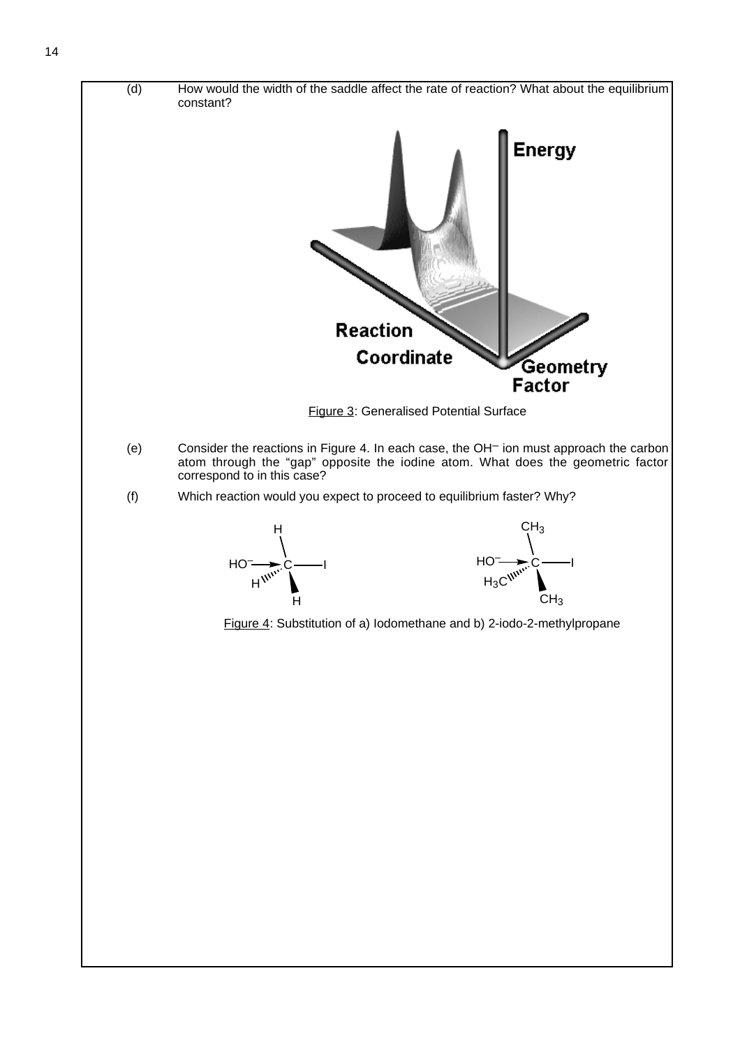(d) How would the width of the saddle affect the rate of reaction? What about the equilibrium constant?

Energy

Reaction Coordinate

Geometry Factor

Figure 3: Generalised Potential Surface

(e) Consider the reactions in Figure 4. In each case, the $OH^-$ ion must approach the carbon atom through the “gap” opposite the iodine atom. What does the geometric factor correspond to in this case?

(f) Which reaction would you expect to proceed to equilibrium faster? Why?

H

$HO^-$ C I

H

H

$CH_3$

$HO^-$ C I

$H_3C$

$CH_3$

Figure 4: Substitution of a) Iodomethane and b) 2-iodo-2-methylpropane